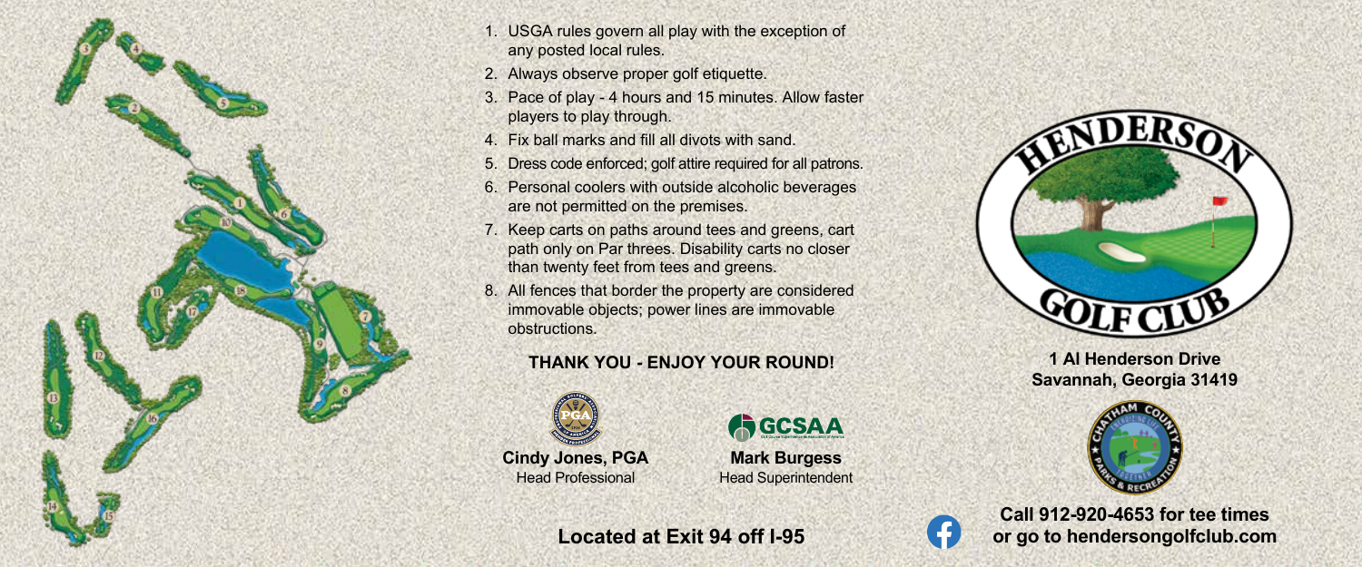1. USGA rules govern all play with the exception of any posted local rules.
2. Always observe proper golf etiquette.
3. Pace of play - 4 hours and 15 minutes. Allow faster players to play through.
4. Fix ball marks and fill all divots with sand.
5. Dress code enforced; golf attire required for all patrons.
6. Personal coolers with outside alcoholic beverages are not permitted on the premises.
7. Keep carts on paths around tees and greens, cart path only on Par threes. Disability carts no closer than twenty feet from tees and greens.
8. All fences that border the property are considered immovable objects; power lines are immovable obstructions.

**THANK YOU - ENJOY YOUR ROUND!**

**Cindy Jones, PGA**
Head Professional

**Mark Burgess**
Head Superintendent

**Located at Exit 94 off I-95**

HENDERSON GOLF CLUB

**1 Al Henderson Drive**
**Savannah, Georgia 31419**

**Call 912-920-4653 for tee times or go to hendersongolfclub.com**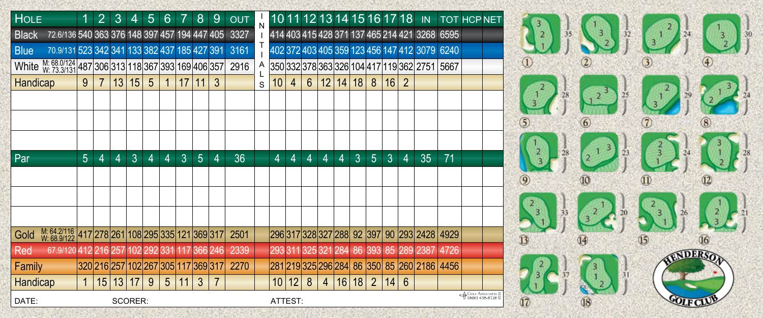| HOLE | 1 | 2 | 3 | 4 | 5 | 6 | 7 | 8 | 9 | OUT | INITIALS | 10 | 11 | 12 | 13 | 14 | 15 | 16 | 17 | 18 | IN | TOT | HCP | NET |
|---|---|---|---|---|---|---|---|---|---|---|---|---|---|---|---|---|---|---|---|---|---|---|---|---|
| Black 72.6/136 | 540 | 363 | 376 | 148 | 397 | 457 | 194 | 447 | 405 | 3327 | | 414 | 403 | 415 | 428 | 371 | 137 | 465 | 214 | 421 | 3268 | 6595 | | |
| Blue 70.9/131 | 523 | 342 | 341 | 133 | 382 | 437 | 185 | 427 | 391 | 3161 | | 402 | 372 | 403 | 405 | 359 | 123 | 456 | 147 | 412 | 3079 | 6240 | | |
| White M: 68.0/124 W: 73.3/131 | 487 | 306 | 313 | 118 | 367 | 393 | 169 | 406 | 357 | 2916 | | 350 | 332 | 378 | 363 | 326 | 104 | 417 | 119 | 362 | 2751 | 5667 | | |
| Handicap | 9 | 7 | 13 | 15 | 5 | 1 | 17 | 11 | 3 | | | 10 | 4 | 6 | 12 | 14 | 18 | 8 | 16 | 2 | | | | |
| | | | | | | | | | | | | | | | | | | | | | | | | |
| | | | | | | | | | | | | | | | | | | | | | | | | |
| | | | | | | | | | | | | | | | | | | | | | | | | |
| Par | 5 | 4 | 4 | 3 | 4 | 4 | 3 | 5 | 4 | 36 | | 4 | 4 | 4 | 4 | 4 | 3 | 5 | 3 | 4 | 35 | 71 | | |
| | | | | | | | | | | | | | | | | | | | | | | | | |
| | | | | | | | | | | | | | | | | | | | | | | | | |
| | | | | | | | | | | | | | | | | | | | | | | | | |
| Gold M: 64.2/116 W: 68.9/122 | 417 | 278 | 261 | 108 | 295 | 335 | 121 | 369 | 317 | 2501 | | 296 | 317 | 328 | 327 | 288 | 92 | 397 | 90 | 293 | 2428 | 4929 | | |
| Red 67.9/120 | 412 | 216 | 257 | 102 | 292 | 331 | 117 | 366 | 246 | 2339 | | 293 | 311 | 325 | 321 | 284 | 86 | 393 | 85 | 289 | 2387 | 4726 | | |
| Family | 320 | 216 | 257 | 102 | 267 | 305 | 117 | 369 | 317 | 2270 | | 281 | 219 | 325 | 296 | 284 | 86 | 350 | 85 | 260 | 2186 | 4456 | | |
| Handicap | 1 | 15 | 13 | 17 | 9 | 5 | 11 | 3 | 7 | | | 10 | 12 | 8 | 4 | 16 | 18 | 2 | 14 | 6 | | | | |

DATE: SCORER: ATTEST:

Golf Associates (800) 438-8726

Green depths: ① 35, ② 32, ③ 24, ④ 30, ⑤ 28, ⑥ 25, ⑦ 29, ⑧ 24, ⑨ 28, ⑩ 23, ⑪ 24, ⑫ 28, ⑬ 33, ⑭ 20, ⑮ 26, ⑯ 21, ⑰ 37, ⑱ 31

HENDERSON GOLF CLUB